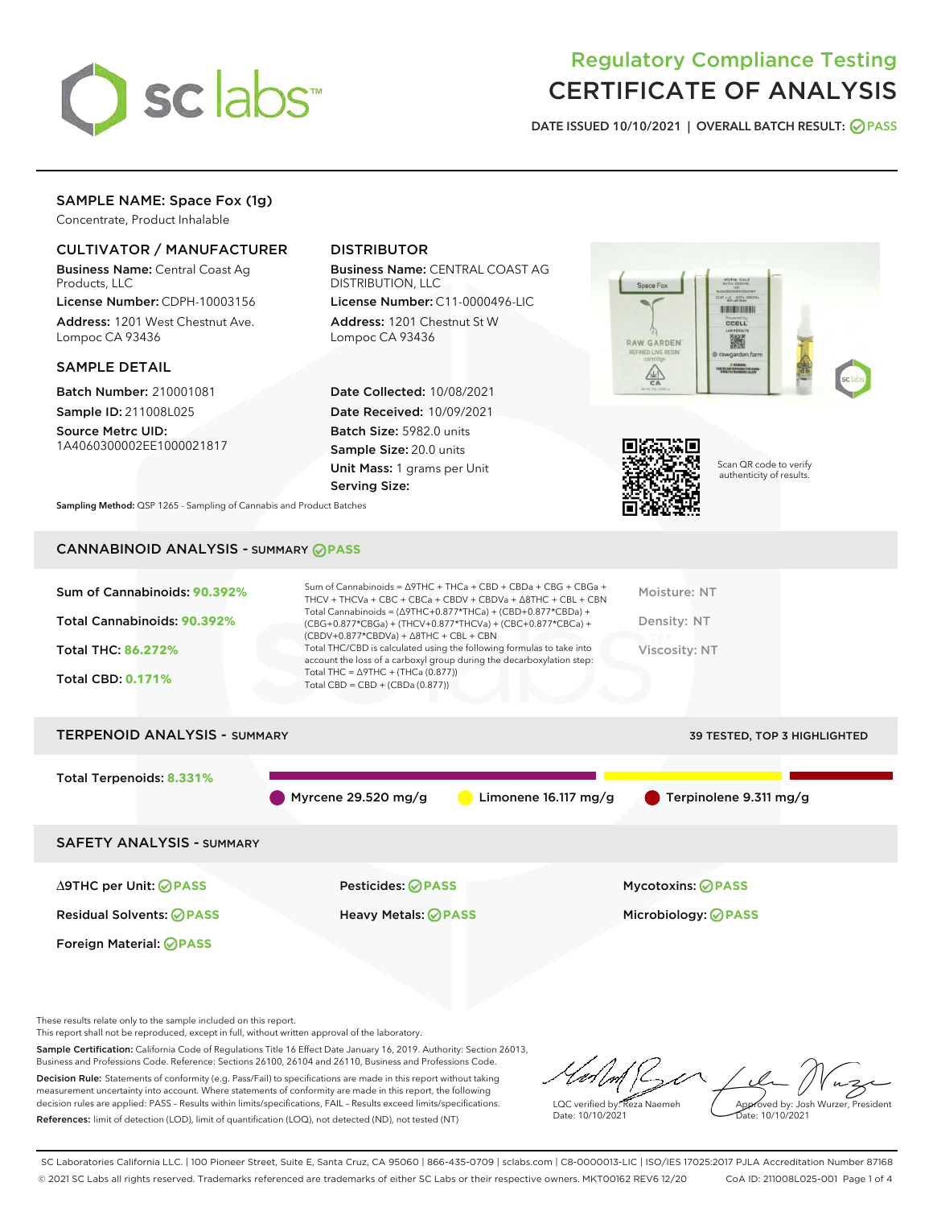# Regulatory Compliance Testing
# CERTIFICATE OF ANALYSIS

DATE ISSUED 10/10/2021 | OVERALL BATCH RESULT: PASS

## SAMPLE NAME: Space Fox (1g)

Concentrate, Product Inhalable

### CULTIVATOR / MANUFACTURER

**Business Name:** Central Coast Ag Products, LLC
**License Number:** CDPH-10003156
**Address:** 1201 West Chestnut Ave. Lompoc CA 93436

### DISTRIBUTOR

**Business Name:** CENTRAL COAST AG DISTRIBUTION, LLC
**License Number:** C11-0000496-LIC
**Address:** 1201 Chestnut St W Lompoc CA 93436

### SAMPLE DETAIL

**Batch Number:** 210001081
**Sample ID:** 211008L025
**Source Metrc UID:** 1A4060300002EE1000021817

**Date Collected:** 10/08/2021
**Date Received:** 10/09/2021
**Batch Size:** 5982.0 units
**Sample Size:** 20.0 units
**Unit Mass:** 1 grams per Unit
**Serving Size:**

Scan QR code to verify authenticity of results.

**Sampling Method:** QSP 1265 - Sampling of Cannabis and Product Batches

## CANNABINOID ANALYSIS - SUMMARY PASS

Sum of Cannabinoids: **90.392%**

Total Cannabinoids: **90.392%**

Total THC: **86.272%**

Total CBD: **0.171%**

Sum of Cannabinoids = Δ9THC + THCa + CBD + CBDa + CBG + CBGa + THCV + THCVa + CBC + CBCa + CBDV + CBDVa + Δ8THC + CBL + CBN
Total Cannabinoids = (Δ9THC+0.877*THCa) + (CBD+0.877*CBDa) + (CBG+0.877*CBGa) + (THCV+0.877*THCVa) + (CBC+0.877*CBCa) + (CBDV+0.877*CBDVa) + Δ8THC + CBL + CBN
Total THC/CBD is calculated using the following formulas to take into account the loss of a carboxyl group during the decarboxylation step:
Total THC = Δ9THC + (THCa (0.877))
Total CBD = CBD + (CBDa (0.877))

Moisture: NT
Density: NT
Viscosity: NT

## TERPENOID ANALYSIS - SUMMARY

39 TESTED, TOP 3 HIGHLIGHTED

Total Terpenoids: **8.331%**

Myrcene 29.520 mg/g
Limonene 16.117 mg/g
Terpinolene 9.311 mg/g

## SAFETY ANALYSIS - SUMMARY

Δ9THC per Unit: PASS
Pesticides: PASS
Mycotoxins: PASS
Residual Solvents: PASS
Heavy Metals: PASS
Microbiology: PASS
Foreign Material: PASS

These results relate only to the sample included on this report.
This report shall not be reproduced, except in full, without written approval of the laboratory.

**Sample Certification:** California Code of Regulations Title 16 Effect Date January 16, 2019. Authority: Section 26013, Business and Professions Code. Reference: Sections 26100, 26104 and 26110, Business and Professions Code.

**Decision Rule:** Statements of conformity (e.g. Pass/Fail) to specifications are made in this report without taking measurement uncertainty into account. Where statements of conformity are made in this report, the following decision rules are applied: PASS - Results within limits/specifications, FAIL - Results exceed limits/specifications.

**References:** limit of detection (LOD), limit of quantification (LOQ), not detected (ND), not tested (NT)

LQC verified by: Reza Naemeh
Date: 10/10/2021

Approved by: Josh Wurzer, President
Date: 10/10/2021

SC Laboratories California LLC. | 100 Pioneer Street, Suite E, Santa Cruz, CA 95060 | 866-435-0709 | sclabs.com | C8-0000013-LIC | ISO/IES 17025:2017 PJLA Accreditation Number 87168
© 2021 SC Labs all rights reserved. Trademarks referenced are trademarks of either SC Labs or their respective owners. MKT00162 REV6 12/20 CoA ID: 211008L025-001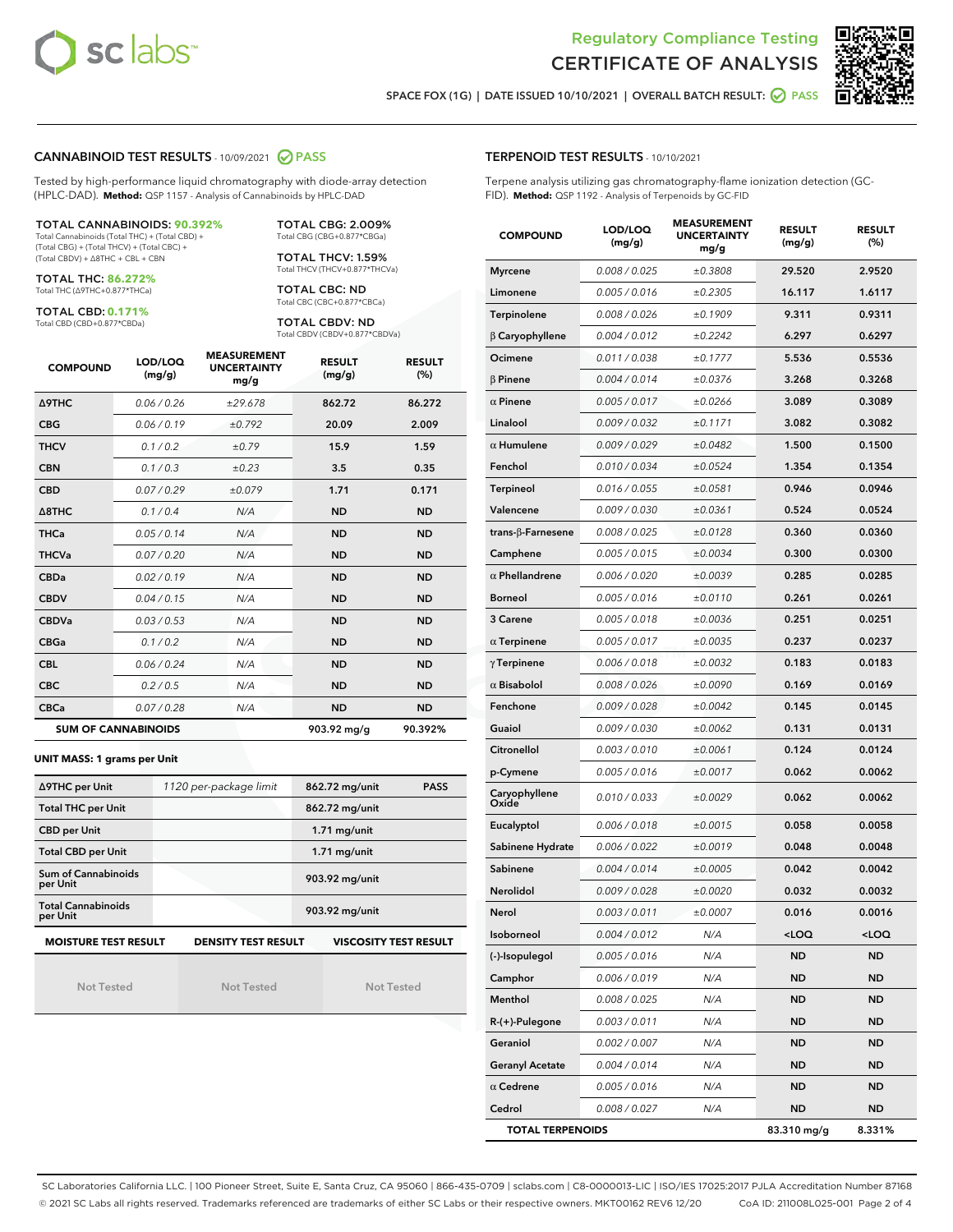Regulatory Compliance Testing
CERTIFICATE OF ANALYSIS

SPACE FOX (1G) | DATE ISSUED 10/10/2021 | OVERALL BATCH RESULT: PASS

## CANNABINOID TEST RESULTS - 10/09/2021 PASS

Tested by high-performance liquid chromatography with diode-array detection (HPLC-DAD). **Method:** QSP 1157 - Analysis of Cannabinoids by HPLC-DAD

**TOTAL CANNABINOIDS: 90.392%**
Total Cannabinoids (Total THC) + (Total CBD) + (Total CBG) + (Total THCV) + (Total CBC) + (Total CBDV) + Δ8THC + CBL + CBN

**TOTAL THC: 86.272%**
Total THC (Δ9THC+0.877*THCa)

**TOTAL CBD: 0.171%**
Total CBD (CBD+0.877*CBDa)

**TOTAL CBG: 2.009%**
Total CBG (CBG+0.877*CBGa)

**TOTAL THCV: 1.59%**
Total THCV (THCV+0.877*THCVa)

**TOTAL CBC: ND**
Total CBC (CBC+0.877*CBCa)

**TOTAL CBDV: ND**
Total CBDV (CBDV+0.877*CBDVa)

| COMPOUND | LOD/LOQ (mg/g) | MEASUREMENT UNCERTAINTY mg/g | RESULT (mg/g) | RESULT (%) |
|---|---|---|---|---|
| Δ9THC | 0.06 / 0.26 | ±29.678 | 862.72 | 86.272 |
| CBG | 0.06 / 0.19 | ±0.792 | 20.09 | 2.009 |
| THCV | 0.1 / 0.2 | ±0.79 | 15.9 | 1.59 |
| CBN | 0.1 / 0.3 | ±0.23 | 3.5 | 0.35 |
| CBD | 0.07 / 0.29 | ±0.079 | 1.71 | 0.171 |
| Δ8THC | 0.1 / 0.4 | N/A | ND | ND |
| THCa | 0.05 / 0.14 | N/A | ND | ND |
| THCVa | 0.07 / 0.20 | N/A | ND | ND |
| CBDa | 0.02 / 0.19 | N/A | ND | ND |
| CBDV | 0.04 / 0.15 | N/A | ND | ND |
| CBDVa | 0.03 / 0.53 | N/A | ND | ND |
| CBGa | 0.1 / 0.2 | N/A | ND | ND |
| CBL | 0.06 / 0.24 | N/A | ND | ND |
| CBC | 0.2 / 0.5 | N/A | ND | ND |
| CBCa | 0.07 / 0.28 | N/A | ND | ND |
| **SUM OF CANNABINOIDS** | | | 903.92 mg/g | 90.392% |

**UNIT MASS: 1 grams per Unit**

| | | | |
|---|---|---|---|
| Δ9THC per Unit | 1120 per-package limit | 862.72 mg/unit | PASS |
| Total THC per Unit | | 862.72 mg/unit | |
| CBD per Unit | | 1.71 mg/unit | |
| Total CBD per Unit | | 1.71 mg/unit | |
| Sum of Cannabinoids per Unit | | 903.92 mg/unit | |
| Total Cannabinoids per Unit | | 903.92 mg/unit | |

| MOISTURE TEST RESULT | DENSITY TEST RESULT | VISCOSITY TEST RESULT |
|---|---|---|
| Not Tested | Not Tested | Not Tested |

## TERPENOID TEST RESULTS - 10/10/2021

Terpene analysis utilizing gas chromatography-flame ionization detection (GC-FID). **Method:** QSP 1192 - Analysis of Terpenoids by GC-FID

| COMPOUND | LOD/LOQ (mg/g) | MEASUREMENT UNCERTAINTY mg/g | RESULT (mg/g) | RESULT (%) |
|---|---|---|---|---|
| Myrcene | 0.008 / 0.025 | ±0.3808 | 29.520 | 2.9520 |
| Limonene | 0.005 / 0.016 | ±0.2305 | 16.117 | 1.6117 |
| Terpinolene | 0.008 / 0.026 | ±0.1909 | 9.311 | 0.9311 |
| β Caryophyllene | 0.004 / 0.012 | ±0.2242 | 6.297 | 0.6297 |
| Ocimene | 0.011 / 0.038 | ±0.1777 | 5.536 | 0.5536 |
| β Pinene | 0.004 / 0.014 | ±0.0376 | 3.268 | 0.3268 |
| α Pinene | 0.005 / 0.017 | ±0.0266 | 3.089 | 0.3089 |
| Linalool | 0.009 / 0.032 | ±0.1171 | 3.082 | 0.3082 |
| α Humulene | 0.009 / 0.029 | ±0.0482 | 1.500 | 0.1500 |
| Fenchol | 0.010 / 0.034 | ±0.0524 | 1.354 | 0.1354 |
| Terpineol | 0.016 / 0.055 | ±0.0581 | 0.946 | 0.0946 |
| Valencene | 0.009 / 0.030 | ±0.0361 | 0.524 | 0.0524 |
| trans-β-Farnesene | 0.008 / 0.025 | ±0.0128 | 0.360 | 0.0360 |
| Camphene | 0.005 / 0.015 | ±0.0034 | 0.300 | 0.0300 |
| α Phellandrene | 0.006 / 0.020 | ±0.0039 | 0.285 | 0.0285 |
| Borneol | 0.005 / 0.016 | ±0.0110 | 0.261 | 0.0261 |
| 3 Carene | 0.005 / 0.018 | ±0.0036 | 0.251 | 0.0251 |
| α Terpinene | 0.005 / 0.017 | ±0.0035 | 0.237 | 0.0237 |
| γ Terpinene | 0.006 / 0.018 | ±0.0032 | 0.183 | 0.0183 |
| α Bisabolol | 0.008 / 0.026 | ±0.0090 | 0.169 | 0.0169 |
| Fenchone | 0.009 / 0.028 | ±0.0042 | 0.145 | 0.0145 |
| Guaiol | 0.009 / 0.030 | ±0.0062 | 0.131 | 0.0131 |
| Citronellol | 0.003 / 0.010 | ±0.0061 | 0.124 | 0.0124 |
| p-Cymene | 0.005 / 0.016 | ±0.0017 | 0.062 | 0.0062 |
| Caryophyllene Oxide | 0.010 / 0.033 | ±0.0029 | 0.062 | 0.0062 |
| Eucalyptol | 0.006 / 0.018 | ±0.0015 | 0.058 | 0.0058 |
| Sabinene Hydrate | 0.006 / 0.022 | ±0.0019 | 0.048 | 0.0048 |
| Sabinene | 0.004 / 0.014 | ±0.0005 | 0.042 | 0.0042 |
| Nerolidol | 0.009 / 0.028 | ±0.0020 | 0.032 | 0.0032 |
| Nerol | 0.003 / 0.011 | ±0.0007 | 0.016 | 0.0016 |
| Isoborneol | 0.004 / 0.012 | N/A | <LOQ | <LOQ |
| (-)-Isopulegol | 0.005 / 0.016 | N/A | ND | ND |
| Camphor | 0.006 / 0.019 | N/A | ND | ND |
| Menthol | 0.008 / 0.025 | N/A | ND | ND |
| R-(+)-Pulegone | 0.003 / 0.011 | N/A | ND | ND |
| Geraniol | 0.002 / 0.007 | N/A | ND | ND |
| Geranyl Acetate | 0.004 / 0.014 | N/A | ND | ND |
| α Cedrene | 0.005 / 0.016 | N/A | ND | ND |
| Cedrol | 0.008 / 0.027 | N/A | ND | ND |
| **TOTAL TERPENOIDS** | | | 83.310 mg/g | 8.331% |

SC Laboratories California LLC. | 100 Pioneer Street, Suite E, Santa Cruz, CA 95060 | 866-435-0709 | sclabs.com | C8-0000013-LIC | ISO/IES 17025:2017 PJLA Accreditation Number 87168
© 2021 SC Labs all rights reserved. Trademarks referenced are trademarks of either SC Labs or their respective owners. MKT00162 REV6 12/20 CoA ID: 211008L025-001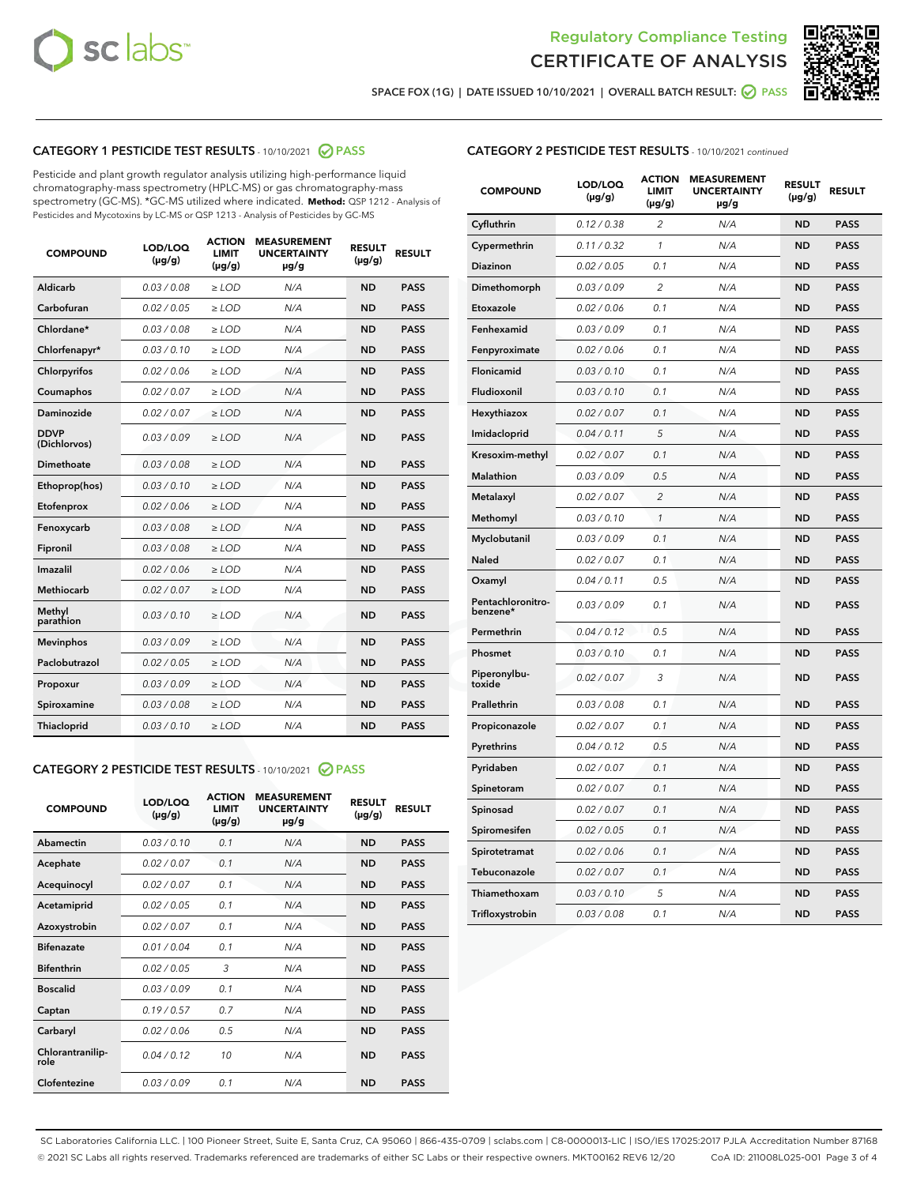Regulatory Compliance Testing

CERTIFICATE OF ANALYSIS

SPACE FOX (1G) | DATE ISSUED 10/10/2021 | OVERALL BATCH RESULT: PASS

## CATEGORY 1 PESTICIDE TEST RESULTS - 10/10/2021 PASS

Pesticide and plant growth regulator analysis utilizing high-performance liquid chromatography-mass spectrometry (HPLC-MS) or gas chromatography-mass spectrometry (GC-MS). *GC-MS utilized where indicated. **Method:** QSP 1212 - Analysis of Pesticides and Mycotoxins by LC-MS or QSP 1213 - Analysis of Pesticides by GC-MS

| COMPOUND | LOD/LOQ (µg/g) | ACTION LIMIT (µg/g) | MEASUREMENT UNCERTAINTY µg/g | RESULT (µg/g) | RESULT |
|---|---|---|---|---|---|
| Aldicarb | 0.03 / 0.08 | ≥ LOD | N/A | ND | PASS |
| Carbofuran | 0.02 / 0.05 | ≥ LOD | N/A | ND | PASS |
| Chlordane* | 0.03 / 0.08 | ≥ LOD | N/A | ND | PASS |
| Chlorfenapyr* | 0.03 / 0.10 | ≥ LOD | N/A | ND | PASS |
| Chlorpyrifos | 0.02 / 0.06 | ≥ LOD | N/A | ND | PASS |
| Coumaphos | 0.02 / 0.07 | ≥ LOD | N/A | ND | PASS |
| Daminozide | 0.02 / 0.07 | ≥ LOD | N/A | ND | PASS |
| DDVP (Dichlorvos) | 0.03 / 0.09 | ≥ LOD | N/A | ND | PASS |
| Dimethoate | 0.03 / 0.08 | ≥ LOD | N/A | ND | PASS |
| Ethoprop(hos) | 0.03 / 0.10 | ≥ LOD | N/A | ND | PASS |
| Etofenprox | 0.02 / 0.06 | ≥ LOD | N/A | ND | PASS |
| Fenoxycarb | 0.03 / 0.08 | ≥ LOD | N/A | ND | PASS |
| Fipronil | 0.03 / 0.08 | ≥ LOD | N/A | ND | PASS |
| Imazalil | 0.02 / 0.06 | ≥ LOD | N/A | ND | PASS |
| Methiocarb | 0.02 / 0.07 | ≥ LOD | N/A | ND | PASS |
| Methyl parathion | 0.03 / 0.10 | ≥ LOD | N/A | ND | PASS |
| Mevinphos | 0.03 / 0.09 | ≥ LOD | N/A | ND | PASS |
| Paclobutrazol | 0.02 / 0.05 | ≥ LOD | N/A | ND | PASS |
| Propoxur | 0.03 / 0.09 | ≥ LOD | N/A | ND | PASS |
| Spiroxamine | 0.03 / 0.08 | ≥ LOD | N/A | ND | PASS |
| Thiacloprid | 0.03 / 0.10 | ≥ LOD | N/A | ND | PASS |

## CATEGORY 2 PESTICIDE TEST RESULTS - 10/10/2021 PASS

| COMPOUND | LOD/LOQ (µg/g) | ACTION LIMIT (µg/g) | MEASUREMENT UNCERTAINTY µg/g | RESULT (µg/g) | RESULT |
|---|---|---|---|---|---|
| Abamectin | 0.03 / 0.10 | 0.1 | N/A | ND | PASS |
| Acephate | 0.02 / 0.07 | 0.1 | N/A | ND | PASS |
| Acequinocyl | 0.02 / 0.07 | 0.1 | N/A | ND | PASS |
| Acetamiprid | 0.02 / 0.05 | 0.1 | N/A | ND | PASS |
| Azoxystrobin | 0.02 / 0.07 | 0.1 | N/A | ND | PASS |
| Bifenazate | 0.01 / 0.04 | 0.1 | N/A | ND | PASS |
| Bifenthrin | 0.02 / 0.05 | 3 | N/A | ND | PASS |
| Boscalid | 0.03 / 0.09 | 0.1 | N/A | ND | PASS |
| Captan | 0.19 / 0.57 | 0.7 | N/A | ND | PASS |
| Carbaryl | 0.02 / 0.06 | 0.5 | N/A | ND | PASS |
| Chlorantraniliprole | 0.04 / 0.12 | 10 | N/A | ND | PASS |
| Clofentezine | 0.03 / 0.09 | 0.1 | N/A | ND | PASS |
| Cyfluthrin | 0.12 / 0.38 | 2 | N/A | ND | PASS |
| Cypermethrin | 0.11 / 0.32 | 1 | N/A | ND | PASS |
| Diazinon | 0.02 / 0.05 | 0.1 | N/A | ND | PASS |
| Dimethomorph | 0.03 / 0.09 | 2 | N/A | ND | PASS |
| Etoxazole | 0.02 / 0.06 | 0.1 | N/A | ND | PASS |
| Fenhexamid | 0.03 / 0.09 | 0.1 | N/A | ND | PASS |
| Fenpyroximate | 0.02 / 0.06 | 0.1 | N/A | ND | PASS |
| Flonicamid | 0.03 / 0.10 | 0.1 | N/A | ND | PASS |
| Fludioxonil | 0.03 / 0.10 | 0.1 | N/A | ND | PASS |
| Hexythiazox | 0.02 / 0.07 | 0.1 | N/A | ND | PASS |
| Imidacloprid | 0.04 / 0.11 | 5 | N/A | ND | PASS |
| Kresoxim-methyl | 0.02 / 0.07 | 0.1 | N/A | ND | PASS |
| Malathion | 0.03 / 0.09 | 0.5 | N/A | ND | PASS |
| Metalaxyl | 0.02 / 0.07 | 2 | N/A | ND | PASS |
| Methomyl | 0.03 / 0.10 | 1 | N/A | ND | PASS |
| Myclobutanil | 0.03 / 0.09 | 0.1 | N/A | ND | PASS |
| Naled | 0.02 / 0.07 | 0.1 | N/A | ND | PASS |
| Oxamyl | 0.04 / 0.11 | 0.5 | N/A | ND | PASS |
| Pentachloronitrobenzene* | 0.03 / 0.09 | 0.1 | N/A | ND | PASS |
| Permethrin | 0.04 / 0.12 | 0.5 | N/A | ND | PASS |
| Phosmet | 0.03 / 0.10 | 0.1 | N/A | ND | PASS |
| Piperonylbutoxide | 0.02 / 0.07 | 3 | N/A | ND | PASS |
| Prallethrin | 0.03 / 0.08 | 0.1 | N/A | ND | PASS |
| Propiconazole | 0.02 / 0.07 | 0.1 | N/A | ND | PASS |
| Pyrethrins | 0.04 / 0.12 | 0.5 | N/A | ND | PASS |
| Pyridaben | 0.02 / 0.07 | 0.1 | N/A | ND | PASS |
| Spinetoram | 0.02 / 0.07 | 0.1 | N/A | ND | PASS |
| Spinosad | 0.02 / 0.07 | 0.1 | N/A | ND | PASS |
| Spiromesifen | 0.02 / 0.05 | 0.1 | N/A | ND | PASS |
| Spirotetramat | 0.02 / 0.06 | 0.1 | N/A | ND | PASS |
| Tebuconazole | 0.02 / 0.07 | 0.1 | N/A | ND | PASS |
| Thiamethoxam | 0.03 / 0.10 | 5 | N/A | ND | PASS |
| Trifloxystrobin | 0.03 / 0.08 | 0.1 | N/A | ND | PASS |

SC Laboratories California LLC. | 100 Pioneer Street, Suite E, Santa Cruz, CA 95060 | 866-435-0709 | sclabs.com | C8-0000013-LIC | ISO/IES 17025:2017 PJLA Accreditation Number 87168
© 2021 SC Labs all rights reserved. Trademarks referenced are trademarks of either SC Labs or their respective owners. MKT00162 REV6 12/20 CoA ID: 211008L025-001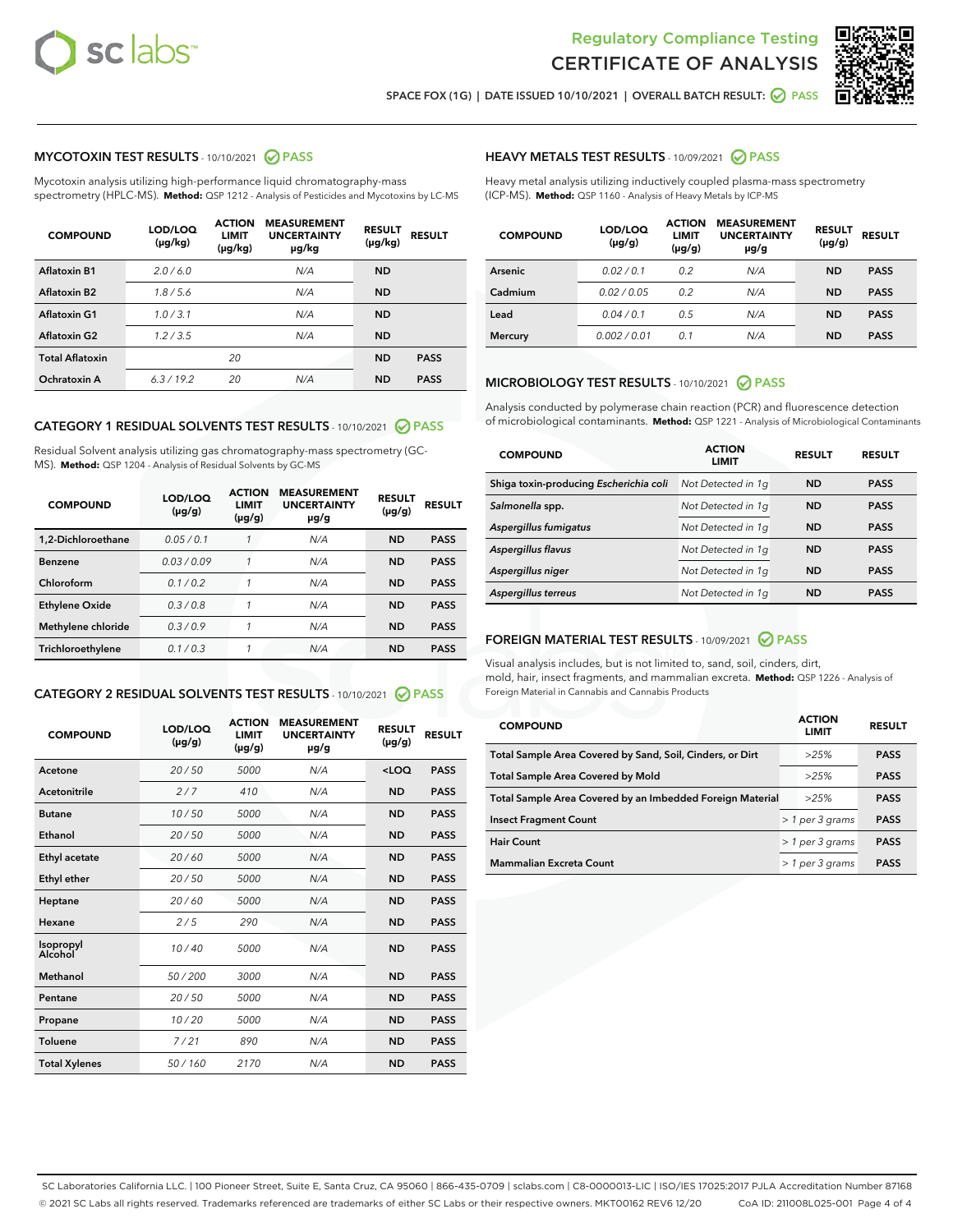Regulatory Compliance Testing

# CERTIFICATE OF ANALYSIS

SPACE FOX (1G) | DATE ISSUED 10/10/2021 | OVERALL BATCH RESULT: PASS

## MYCOTOXIN TEST RESULTS - 10/10/2021 PASS

Mycotoxin analysis utilizing high-performance liquid chromatography-mass spectrometry (HPLC-MS). **Method:** QSP 1212 - Analysis of Pesticides and Mycotoxins by LC-MS

| COMPOUND | LOD/LOQ (µg/kg) | ACTION LIMIT (µg/kg) | MEASUREMENT UNCERTAINTY µg/kg | RESULT (µg/kg) | RESULT |
|---|---|---|---|---|---|
| Aflatoxin B1 | 2.0 / 6.0 | | N/A | ND | |
| Aflatoxin B2 | 1.8 / 5.6 | | N/A | ND | |
| Aflatoxin G1 | 1.0 / 3.1 | | N/A | ND | |
| Aflatoxin G2 | 1.2 / 3.5 | | N/A | ND | |
| Total Aflatoxin | | 20 | | ND | PASS |
| Ochratoxin A | 6.3 / 19.2 | 20 | N/A | ND | PASS |

## CATEGORY 1 RESIDUAL SOLVENTS TEST RESULTS - 10/10/2021 PASS

Residual Solvent analysis utilizing gas chromatography-mass spectrometry (GC-MS). **Method:** QSP 1204 - Analysis of Residual Solvents by GC-MS

| COMPOUND | LOD/LOQ (µg/g) | ACTION LIMIT (µg/g) | MEASUREMENT UNCERTAINTY µg/g | RESULT (µg/g) | RESULT |
|---|---|---|---|---|---|
| 1,2-Dichloroethane | 0.05 / 0.1 | 1 | N/A | ND | PASS |
| Benzene | 0.03 / 0.09 | 1 | N/A | ND | PASS |
| Chloroform | 0.1 / 0.2 | 1 | N/A | ND | PASS |
| Ethylene Oxide | 0.3 / 0.8 | 1 | N/A | ND | PASS |
| Methylene chloride | 0.3 / 0.9 | 1 | N/A | ND | PASS |
| Trichloroethylene | 0.1 / 0.3 | 1 | N/A | ND | PASS |

## CATEGORY 2 RESIDUAL SOLVENTS TEST RESULTS - 10/10/2021 PASS

| COMPOUND | LOD/LOQ (µg/g) | ACTION LIMIT (µg/g) | MEASUREMENT UNCERTAINTY µg/g | RESULT (µg/g) | RESULT |
|---|---|---|---|---|---|
| Acetone | 20 / 50 | 5000 | N/A | <LOQ | PASS |
| Acetonitrile | 2 / 7 | 410 | N/A | ND | PASS |
| Butane | 10 / 50 | 5000 | N/A | ND | PASS |
| Ethanol | 20 / 50 | 5000 | N/A | ND | PASS |
| Ethyl acetate | 20 / 60 | 5000 | N/A | ND | PASS |
| Ethyl ether | 20 / 50 | 5000 | N/A | ND | PASS |
| Heptane | 20 / 60 | 5000 | N/A | ND | PASS |
| Hexane | 2 / 5 | 290 | N/A | ND | PASS |
| Isopropyl Alcohol | 10 / 40 | 5000 | N/A | ND | PASS |
| Methanol | 50 / 200 | 3000 | N/A | ND | PASS |
| Pentane | 20 / 50 | 5000 | N/A | ND | PASS |
| Propane | 10 / 20 | 5000 | N/A | ND | PASS |
| Toluene | 7 / 21 | 890 | N/A | ND | PASS |
| Total Xylenes | 50 / 160 | 2170 | N/A | ND | PASS |

## HEAVY METALS TEST RESULTS - 10/09/2021 PASS

Heavy metal analysis utilizing inductively coupled plasma-mass spectrometry (ICP-MS). **Method:** QSP 1160 - Analysis of Heavy Metals by ICP-MS

| COMPOUND | LOD/LOQ (µg/g) | ACTION LIMIT (µg/g) | MEASUREMENT UNCERTAINTY µg/g | RESULT (µg/g) | RESULT |
|---|---|---|---|---|---|
| Arsenic | 0.02 / 0.1 | 0.2 | N/A | ND | PASS |
| Cadmium | 0.02 / 0.05 | 0.2 | N/A | ND | PASS |
| Lead | 0.04 / 0.1 | 0.5 | N/A | ND | PASS |
| Mercury | 0.002 / 0.01 | 0.1 | N/A | ND | PASS |

## MICROBIOLOGY TEST RESULTS - 10/10/2021 PASS

Analysis conducted by polymerase chain reaction (PCR) and fluorescence detection of microbiological contaminants. **Method:** QSP 1221 - Analysis of Microbiological Contaminants

| COMPOUND | ACTION LIMIT | RESULT | RESULT |
|---|---|---|---|
| Shiga toxin-producing *Escherichia coli* | Not Detected in 1g | ND | PASS |
| *Salmonella* spp. | Not Detected in 1g | ND | PASS |
| *Aspergillus fumigatus* | Not Detected in 1g | ND | PASS |
| *Aspergillus flavus* | Not Detected in 1g | ND | PASS |
| *Aspergillus niger* | Not Detected in 1g | ND | PASS |
| *Aspergillus terreus* | Not Detected in 1g | ND | PASS |

## FOREIGN MATERIAL TEST RESULTS - 10/09/2021 PASS

Visual analysis includes, but is not limited to, sand, soil, cinders, dirt, mold, hair, insect fragments, and mammalian excreta. **Method:** QSP 1226 - Analysis of Foreign Material in Cannabis and Cannabis Products

| COMPOUND | ACTION LIMIT | RESULT |
|---|---|---|
| Total Sample Area Covered by Sand, Soil, Cinders, or Dirt | >25% | PASS |
| Total Sample Area Covered by Mold | >25% | PASS |
| Total Sample Area Covered by an Imbedded Foreign Material | >25% | PASS |
| Insect Fragment Count | > 1 per 3 grams | PASS |
| Hair Count | > 1 per 3 grams | PASS |
| Mammalian Excreta Count | > 1 per 3 grams | PASS |

SC Laboratories California LLC. | 100 Pioneer Street, Suite E, Santa Cruz, CA 95060 | 866-435-0709 | sclabs.com | C8-0000013-LIC | ISO/IES 17025:2017 PJLA Accreditation Number 87168
© 2021 SC Labs all rights reserved. Trademarks referenced are trademarks of either SC Labs or their respective owners. MKT00162 REV6 12/20 CoA ID: 211008L025-001